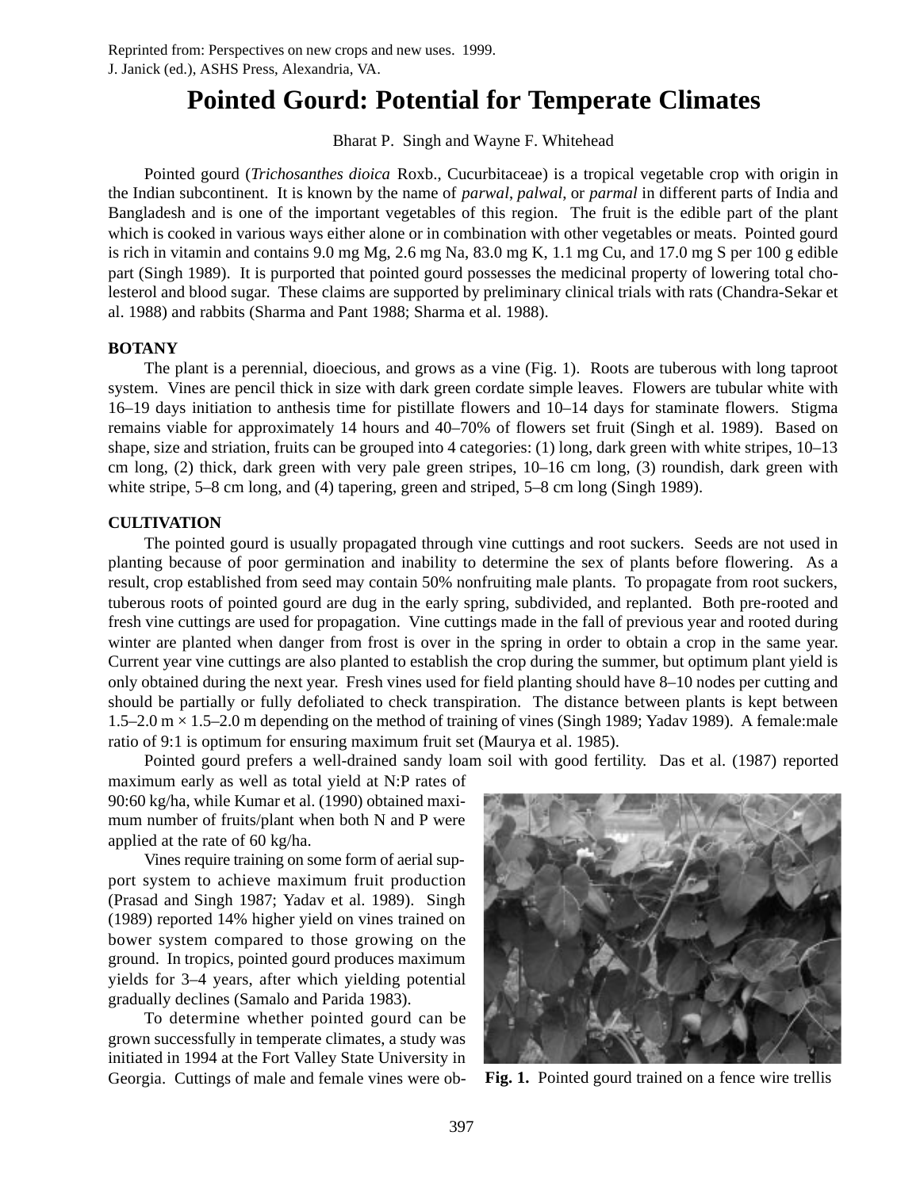Reprinted from: Perspectives on new crops and new uses. 1999.
J. Janick (ed.), ASHS Press, Alexandria, VA.

# Pointed Gourd: Potential for Temperate Climates

Bharat P. Singh and Wayne F. Whitehead

Pointed gourd (*Trichosanthes dioica* Roxb., Cucurbitaceae) is a tropical vegetable crop with origin in the Indian subcontinent. It is known by the name of *parwal*, *palwal*, or *parmal* in different parts of India and Bangladesh and is one of the important vegetables of this region. The fruit is the edible part of the plant which is cooked in various ways either alone or in combination with other vegetables or meats. Pointed gourd is rich in vitamin and contains 9.0 mg Mg, 2.6 mg Na, 83.0 mg K, 1.1 mg Cu, and 17.0 mg S per 100 g edible part (Singh 1989). It is purported that pointed gourd possesses the medicinal property of lowering total cholesterol and blood sugar. These claims are supported by preliminary clinical trials with rats (Chandra-Sekar et al. 1988) and rabbits (Sharma and Pant 1988; Sharma et al. 1988).

## BOTANY

The plant is a perennial, dioecious, and grows as a vine (Fig. 1). Roots are tuberous with long taproot system. Vines are pencil thick in size with dark green cordate simple leaves. Flowers are tubular white with 16–19 days initiation to anthesis time for pistillate flowers and 10–14 days for staminate flowers. Stigma remains viable for approximately 14 hours and 40–70% of flowers set fruit (Singh et al. 1989). Based on shape, size and striation, fruits can be grouped into 4 categories: (1) long, dark green with white stripes, 10–13 cm long, (2) thick, dark green with very pale green stripes, 10–16 cm long, (3) roundish, dark green with white stripe, 5–8 cm long, and (4) tapering, green and striped, 5–8 cm long (Singh 1989).

## CULTIVATION

The pointed gourd is usually propagated through vine cuttings and root suckers. Seeds are not used in planting because of poor germination and inability to determine the sex of plants before flowering. As a result, crop established from seed may contain 50% nonfruiting male plants. To propagate from root suckers, tuberous roots of pointed gourd are dug in the early spring, subdivided, and replanted. Both pre-rooted and fresh vine cuttings are used for propagation. Vine cuttings made in the fall of previous year and rooted during winter are planted when danger from frost is over in the spring in order to obtain a crop in the same year. Current year vine cuttings are also planted to establish the crop during the summer, but optimum plant yield is only obtained during the next year. Fresh vines used for field planting should have 8–10 nodes per cutting and should be partially or fully defoliated to check transpiration. The distance between plants is kept between 1.5–2.0 m × 1.5–2.0 m depending on the method of training of vines (Singh 1989; Yadav 1989). A female:male ratio of 9:1 is optimum for ensuring maximum fruit set (Maurya et al. 1985).

Pointed gourd prefers a well-drained sandy loam soil with good fertility. Das et al. (1987) reported maximum early as well as total yield at N:P rates of 90:60 kg/ha, while Kumar et al. (1990) obtained maximum number of fruits/plant when both N and P were applied at the rate of 60 kg/ha.

Vines require training on some form of aerial support system to achieve maximum fruit production (Prasad and Singh 1987; Yadav et al. 1989). Singh (1989) reported 14% higher yield on vines trained on bower system compared to those growing on the ground. In tropics, pointed gourd produces maximum yields for 3–4 years, after which yielding potential gradually declines (Samalo and Parida 1983).

To determine whether pointed gourd can be grown successfully in temperate climates, a study was initiated in 1994 at the Fort Valley State University in Georgia. Cuttings of male and female vines were ob-

**Fig. 1.** Pointed gourd trained on a fence wire trellis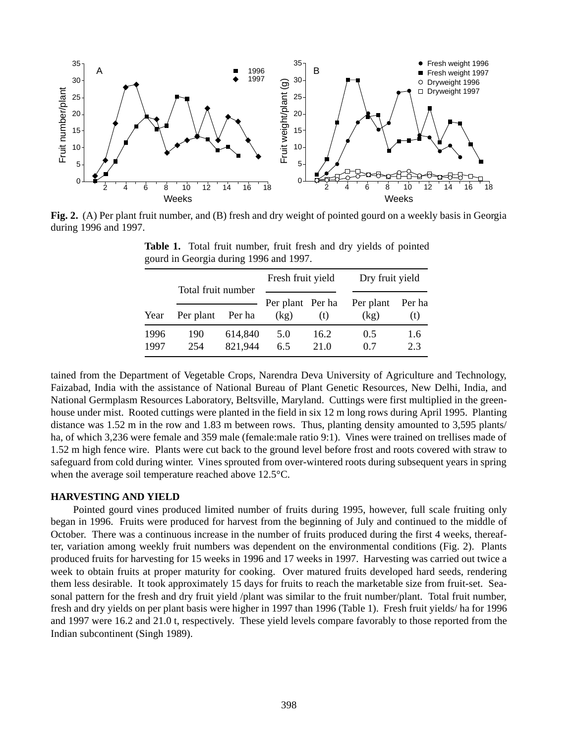**Fig. 2.** (A) Per plant fruit number, and (B) fresh and dry weight of pointed gourd on a weekly basis in Georgia during 1996 and 1997.

**Table 1.** Total fruit number, fruit fresh and dry yields of pointed gourd in Georgia during 1996 and 1997.

| Year | Total fruit number | | Fresh fruit yield | | Dry fruit yield | |
|---|---|---|---|---|---|---|
| | Per plant | Per ha | Per plant (kg) | Per ha (t) | Per plant (kg) | Per ha (t) |
| 1996 | 190 | 614,840 | 5.0 | 16.2 | 0.5 | 1.6 |
| 1997 | 254 | 821,944 | 6.5 | 21.0 | 0.7 | 2.3 |

tained from the Department of Vegetable Crops, Narendra Deva University of Agriculture and Technology, Faizabad, India with the assistance of National Bureau of Plant Genetic Resources, New Delhi, India, and National Germplasm Resources Laboratory, Beltsville, Maryland. Cuttings were first multiplied in the greenhouse under mist. Rooted cuttings were planted in the field in six 12 m long rows during April 1995. Planting distance was 1.52 m in the row and 1.83 m between rows. Thus, planting density amounted to 3,595 plants/ha, of which 3,236 were female and 359 male (female:male ratio 9:1). Vines were trained on trellises made of 1.52 m high fence wire. Plants were cut back to the ground level before frost and roots covered with straw to safeguard from cold during winter. Vines sprouted from over-wintered roots during subsequent years in spring when the average soil temperature reached above 12.5°C.

### HARVESTING AND YIELD

Pointed gourd vines produced limited number of fruits during 1995, however, full scale fruiting only began in 1996. Fruits were produced for harvest from the beginning of July and continued to the middle of October. There was a continuous increase in the number of fruits produced during the first 4 weeks, thereafter, variation among weekly fruit numbers was dependent on the environmental conditions (Fig. 2). Plants produced fruits for harvesting for 15 weeks in 1996 and 17 weeks in 1997. Harvesting was carried out twice a week to obtain fruits at proper maturity for cooking. Over matured fruits developed hard seeds, rendering them less desirable. It took approximately 15 days for fruits to reach the marketable size from fruit-set. Seasonal pattern for the fresh and dry fruit yield /plant was similar to the fruit number/plant. Total fruit number, fresh and dry yields on per plant basis were higher in 1997 than 1996 (Table 1). Fresh fruit yields/ ha for 1996 and 1997 were 16.2 and 21.0 t, respectively. These yield levels compare favorably to those reported from the Indian subcontinent (Singh 1989).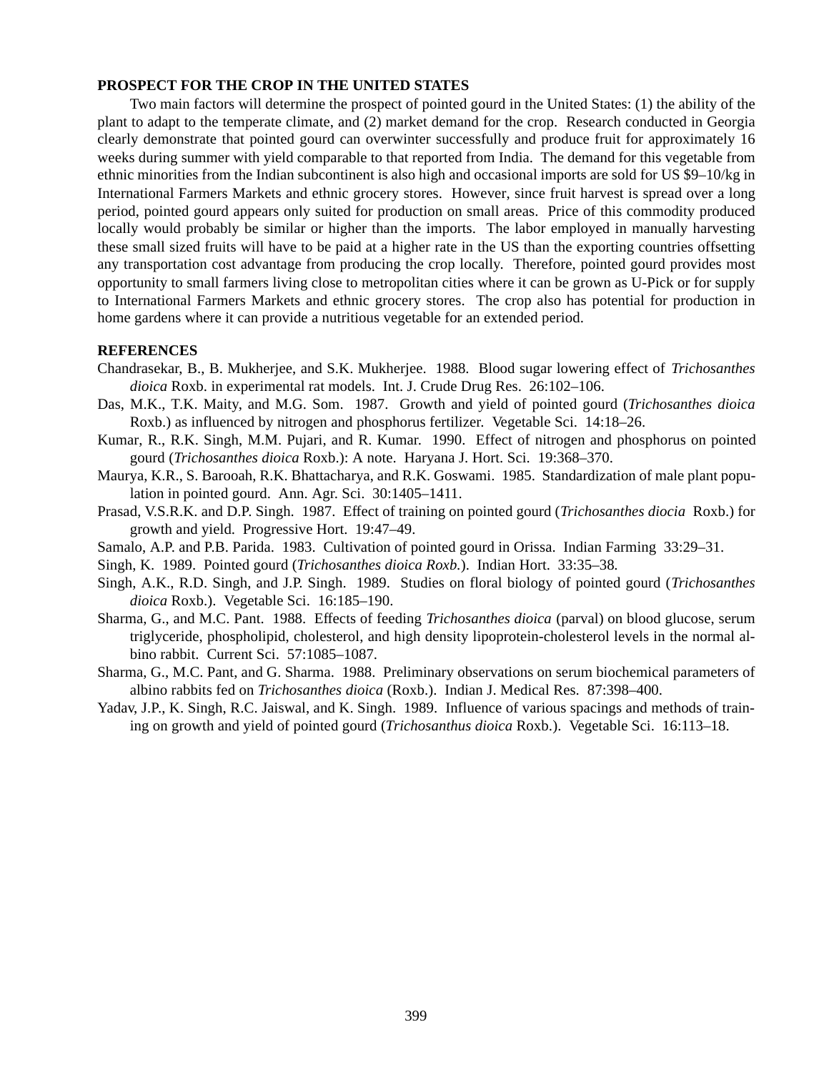## PROSPECT FOR THE CROP IN THE UNITED STATES

Two main factors will determine the prospect of pointed gourd in the United States: (1) the ability of the plant to adapt to the temperate climate, and (2) market demand for the crop. Research conducted in Georgia clearly demonstrate that pointed gourd can overwinter successfully and produce fruit for approximately 16 weeks during summer with yield comparable to that reported from India. The demand for this vegetable from ethnic minorities from the Indian subcontinent is also high and occasional imports are sold for US $9–10/kg in International Farmers Markets and ethnic grocery stores. However, since fruit harvest is spread over a long period, pointed gourd appears only suited for production on small areas. Price of this commodity produced locally would probably be similar or higher than the imports. The labor employed in manually harvesting these small sized fruits will have to be paid at a higher rate in the US than the exporting countries offsetting any transportation cost advantage from producing the crop locally. Therefore, pointed gourd provides most opportunity to small farmers living close to metropolitan cities where it can be grown as U-Pick or for supply to International Farmers Markets and ethnic grocery stores. The crop also has potential for production in home gardens where it can provide a nutritious vegetable for an extended period.

## REFERENCES

Chandrasekar, B., B. Mukherjee, and S.K. Mukherjee. 1988. Blood sugar lowering effect of *Trichosanthes dioica* Roxb. in experimental rat models. Int. J. Crude Drug Res. 26:102–106.

Das, M.K., T.K. Maity, and M.G. Som. 1987. Growth and yield of pointed gourd (*Trichosanthes dioica* Roxb.) as influenced by nitrogen and phosphorus fertilizer. Vegetable Sci. 14:18–26.

Kumar, R., R.K. Singh, M.M. Pujari, and R. Kumar. 1990. Effect of nitrogen and phosphorus on pointed gourd (*Trichosanthes dioica* Roxb.): A note. Haryana J. Hort. Sci. 19:368–370.

Maurya, K.R., S. Barooah, R.K. Bhattacharya, and R.K. Goswami. 1985. Standardization of male plant population in pointed gourd. Ann. Agr. Sci. 30:1405–1411.

Prasad, V.S.R.K. and D.P. Singh. 1987. Effect of training on pointed gourd (*Trichosanthes diocia* Roxb.) for growth and yield. Progressive Hort. 19:47–49.

Samalo, A.P. and P.B. Parida. 1983. Cultivation of pointed gourd in Orissa. Indian Farming 33:29–31.

Singh, K. 1989. Pointed gourd (*Trichosanthes dioica Roxb.*). Indian Hort. 33:35–38.

Singh, A.K., R.D. Singh, and J.P. Singh. 1989. Studies on floral biology of pointed gourd (*Trichosanthes dioica* Roxb.). Vegetable Sci. 16:185–190.

Sharma, G., and M.C. Pant. 1988. Effects of feeding *Trichosanthes dioica* (parval) on blood glucose, serum triglyceride, phospholipid, cholesterol, and high density lipoprotein-cholesterol levels in the normal albino rabbit. Current Sci. 57:1085–1087.

Sharma, G., M.C. Pant, and G. Sharma. 1988. Preliminary observations on serum biochemical parameters of albino rabbits fed on *Trichosanthes dioica* (Roxb.). Indian J. Medical Res. 87:398–400.

Yadav, J.P., K. Singh, R.C. Jaiswal, and K. Singh. 1989. Influence of various spacings and methods of training on growth and yield of pointed gourd (*Trichosanthus dioica* Roxb.). Vegetable Sci. 16:113–18.